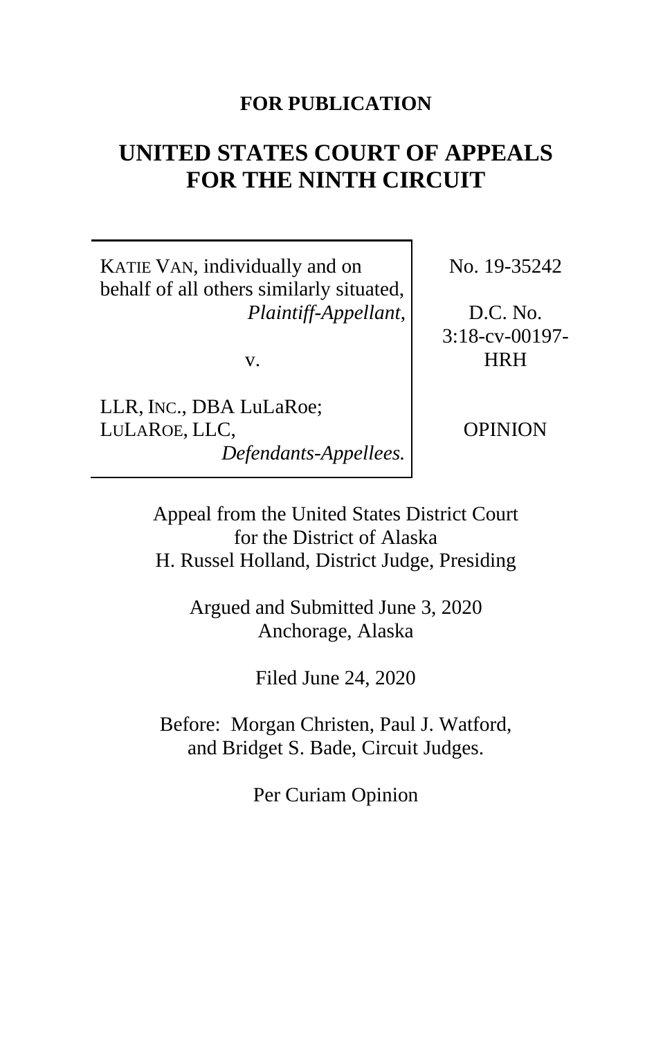**FOR PUBLICATION**

# UNITED STATES COURT OF APPEALS FOR THE NINTH CIRCUIT

| | |
|---|---|
| KATIE VAN, individually and on behalf of all others similarly situated, *Plaintiff-Appellant*,<br><br>v.<br><br>LLR, INC., DBA LuLaRoe; LULAROE, LLC, *Defendants-Appellees.* | No. 19-35242<br><br>D.C. No. 3:18-cv-00197-HRH<br><br>OPINION |

Appeal from the United States District Court for the District of Alaska
H. Russel Holland, District Judge, Presiding

Argued and Submitted June 3, 2020
Anchorage, Alaska

Filed June 24, 2020

Before: Morgan Christen, Paul J. Watford, and Bridget S. Bade, Circuit Judges.

Per Curiam Opinion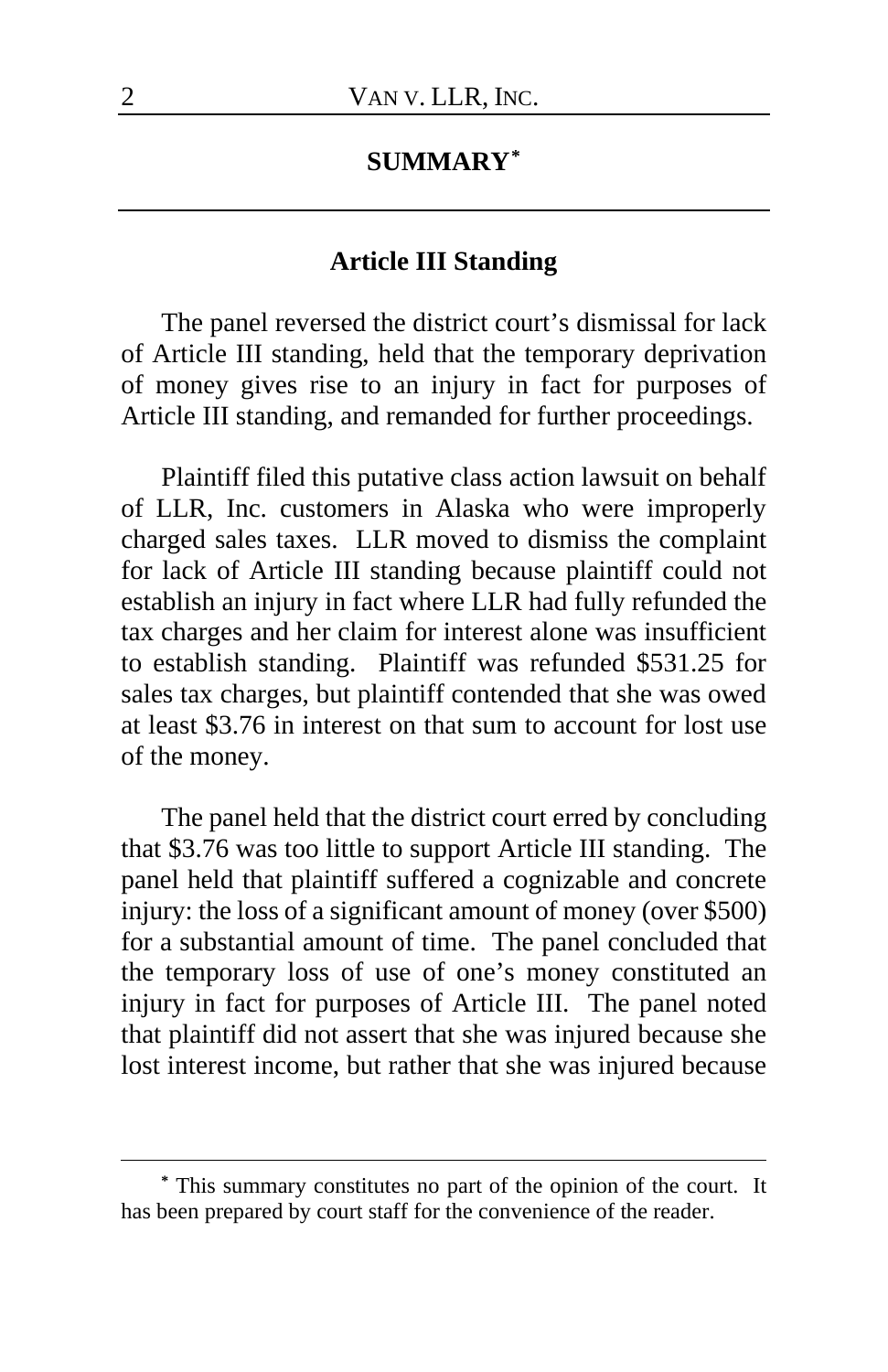# SUMMARY[*]

## Article III Standing

The panel reversed the district court's dismissal for lack of Article III standing, held that the temporary deprivation of money gives rise to an injury in fact for purposes of Article III standing, and remanded for further proceedings.

Plaintiff filed this putative class action lawsuit on behalf of LLR, Inc. customers in Alaska who were improperly charged sales taxes. LLR moved to dismiss the complaint for lack of Article III standing because plaintiff could not establish an injury in fact where LLR had fully refunded the tax charges and her claim for interest alone was insufficient to establish standing. Plaintiff was refunded \$531.25 for sales tax charges, but plaintiff contended that she was owed at least \$3.76 in interest on that sum to account for lost use of the money.

The panel held that the district court erred by concluding that \$3.76 was too little to support Article III standing. The panel held that plaintiff suffered a cognizable and concrete injury: the loss of a significant amount of money (over \$500) for a substantial amount of time. The panel concluded that the temporary loss of use of one's money constituted an injury in fact for purposes of Article III. The panel noted that plaintiff did not assert that she was injured because she lost interest income, but rather that she was injured because

[*] This summary constitutes no part of the opinion of the court. It has been prepared by court staff for the convenience of the reader.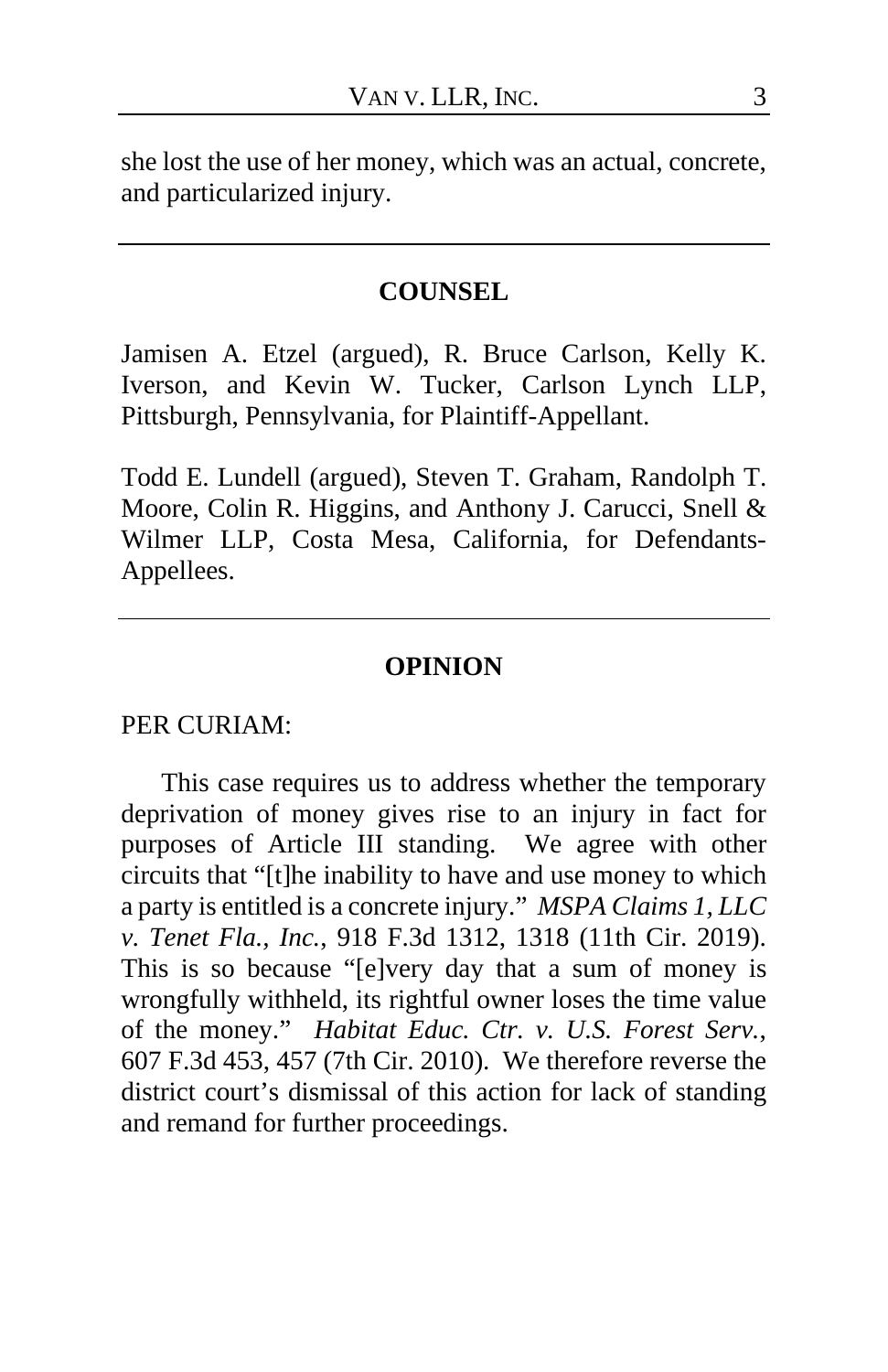she lost the use of her money, which was an actual, concrete, and particularized injury.

---

## COUNSEL

Jamisen A. Etzel (argued), R. Bruce Carlson, Kelly K. Iverson, and Kevin W. Tucker, Carlson Lynch LLP, Pittsburgh, Pennsylvania, for Plaintiff-Appellant.

Todd E. Lundell (argued), Steven T. Graham, Randolph T. Moore, Colin R. Higgins, and Anthony J. Carucci, Snell & Wilmer LLP, Costa Mesa, California, for Defendants-Appellees.

---

## OPINION

PER CURIAM:

This case requires us to address whether the temporary deprivation of money gives rise to an injury in fact for purposes of Article III standing. We agree with other circuits that "[t]he inability to have and use money to which a party is entitled is a concrete injury." *MSPA Claims 1, LLC v. Tenet Fla., Inc.*, 918 F.3d 1312, 1318 (11th Cir. 2019). This is so because "[e]very day that a sum of money is wrongfully withheld, its rightful owner loses the time value of the money." *Habitat Educ. Ctr. v. U.S. Forest Serv.*, 607 F.3d 453, 457 (7th Cir. 2010). We therefore reverse the district court's dismissal of this action for lack of standing and remand for further proceedings.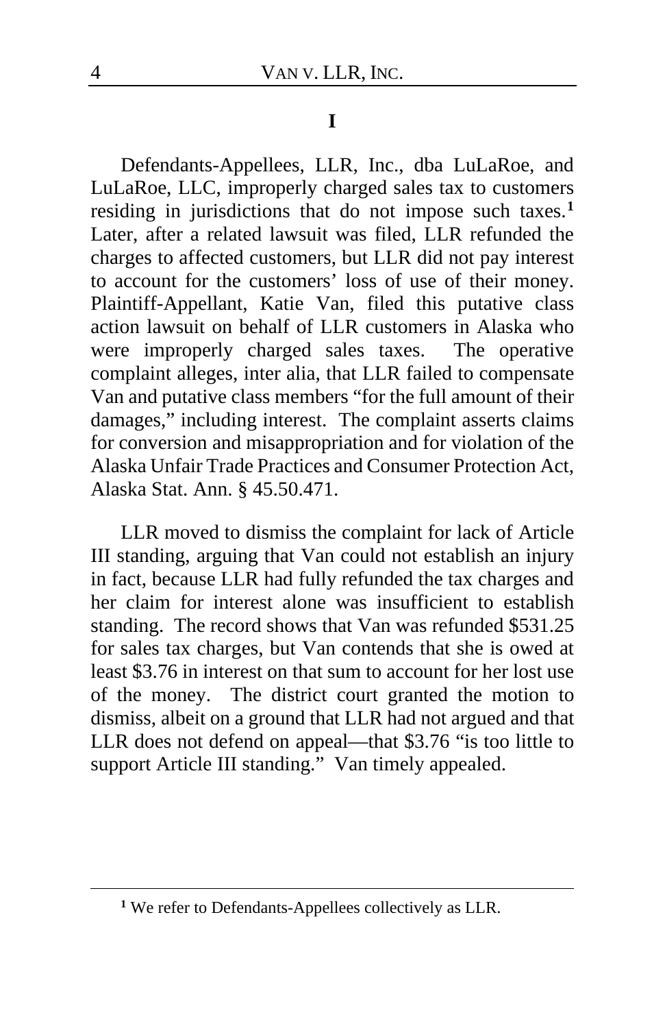# I

Defendants-Appellees, LLR, Inc., dba LuLaRoe, and LuLaRoe, LLC, improperly charged sales tax to customers residing in jurisdictions that do not impose such taxes.[1] Later, after a related lawsuit was filed, LLR refunded the charges to affected customers, but LLR did not pay interest to account for the customers' loss of use of their money. Plaintiff-Appellant, Katie Van, filed this putative class action lawsuit on behalf of LLR customers in Alaska who were improperly charged sales taxes. The operative complaint alleges, inter alia, that LLR failed to compensate Van and putative class members "for the full amount of their damages," including interest. The complaint asserts claims for conversion and misappropriation and for violation of the Alaska Unfair Trade Practices and Consumer Protection Act, Alaska Stat. Ann. § 45.50.471.

LLR moved to dismiss the complaint for lack of Article III standing, arguing that Van could not establish an injury in fact, because LLR had fully refunded the tax charges and her claim for interest alone was insufficient to establish standing. The record shows that Van was refunded $531.25 for sales tax charges, but Van contends that she is owed at least $3.76 in interest on that sum to account for her lost use of the money. The district court granted the motion to dismiss, albeit on a ground that LLR had not argued and that LLR does not defend on appeal—that $3.76 "is too little to support Article III standing." Van timely appealed.

[1] We refer to Defendants-Appellees collectively as LLR.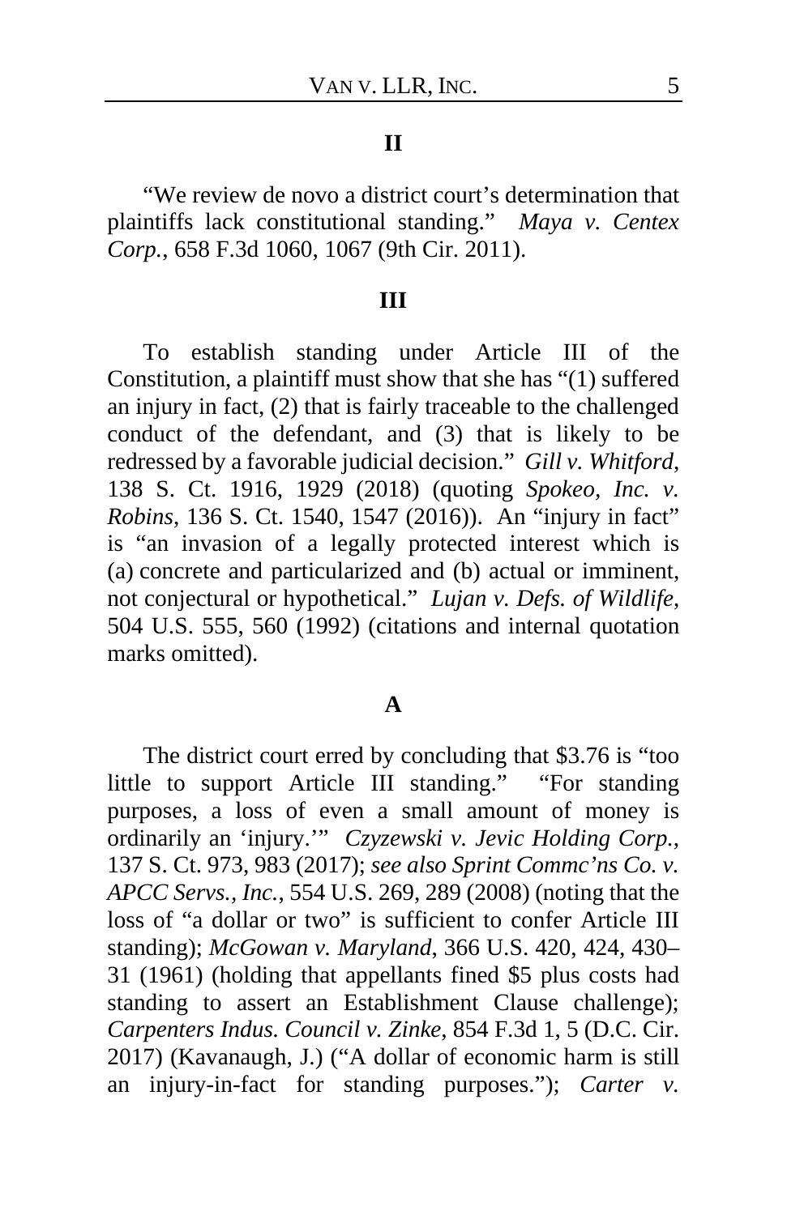## II

"We review de novo a district court's determination that plaintiffs lack constitutional standing." *Maya v. Centex Corp.*, 658 F.3d 1060, 1067 (9th Cir. 2011).

## III

To establish standing under Article III of the Constitution, a plaintiff must show that she has "(1) suffered an injury in fact, (2) that is fairly traceable to the challenged conduct of the defendant, and (3) that is likely to be redressed by a favorable judicial decision." *Gill v. Whitford*, 138 S. Ct. 1916, 1929 (2018) (quoting *Spokeo, Inc. v. Robins*, 136 S. Ct. 1540, 1547 (2016)). An "injury in fact" is "an invasion of a legally protected interest which is (a) concrete and particularized and (b) actual or imminent, not conjectural or hypothetical." *Lujan v. Defs. of Wildlife*, 504 U.S. 555, 560 (1992) (citations and internal quotation marks omitted).

### A

The district court erred by concluding that $3.76 is "too little to support Article III standing." "For standing purposes, a loss of even a small amount of money is ordinarily an 'injury.'" *Czyzewski v. Jevic Holding Corp.*, 137 S. Ct. 973, 983 (2017); *see also Sprint Commc'ns Co. v. APCC Servs., Inc.*, 554 U.S. 269, 289 (2008) (noting that the loss of "a dollar or two" is sufficient to confer Article III standing); *McGowan v. Maryland*, 366 U.S. 420, 424, 430–31 (1961) (holding that appellants fined $5 plus costs had standing to assert an Establishment Clause challenge); *Carpenters Indus. Council v. Zinke*, 854 F.3d 1, 5 (D.C. Cir. 2017) (Kavanaugh, J.) ("A dollar of economic harm is still an injury-in-fact for standing purposes."); *Carter v.*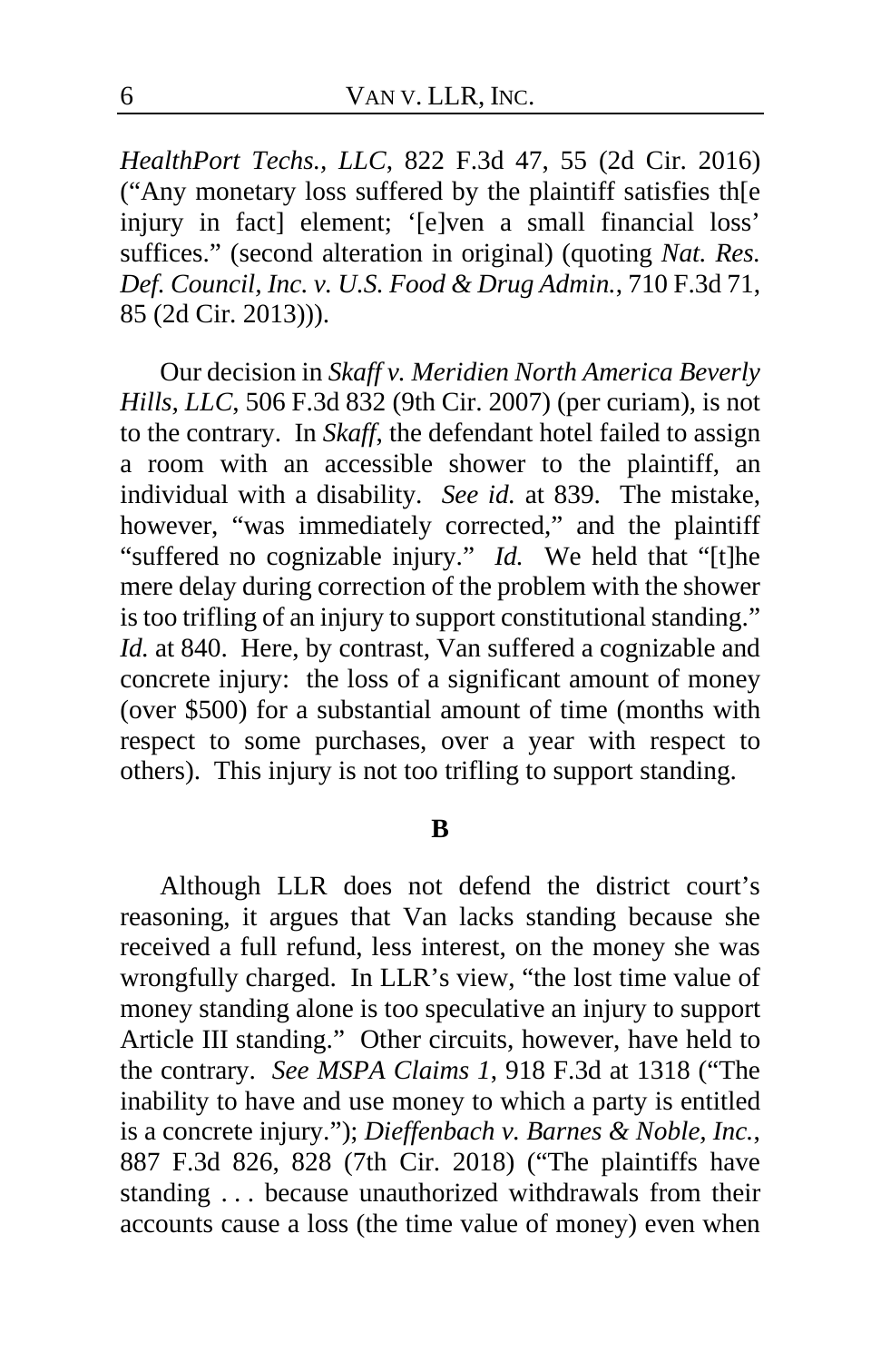*HealthPort Techs., LLC*, 822 F.3d 47, 55 (2d Cir. 2016) ("Any monetary loss suffered by the plaintiff satisfies th[e injury in fact] element; '[e]ven a small financial loss' suffices." (second alteration in original) (quoting *Nat. Res. Def. Council, Inc. v. U.S. Food & Drug Admin.*, 710 F.3d 71, 85 (2d Cir. 2013))).

Our decision in *Skaff v. Meridien North America Beverly Hills, LLC*, 506 F.3d 832 (9th Cir. 2007) (per curiam), is not to the contrary. In *Skaff*, the defendant hotel failed to assign a room with an accessible shower to the plaintiff, an individual with a disability. *See id.* at 839. The mistake, however, "was immediately corrected," and the plaintiff "suffered no cognizable injury." *Id.* We held that "[t]he mere delay during correction of the problem with the shower is too trifling of an injury to support constitutional standing." *Id.* at 840. Here, by contrast, Van suffered a cognizable and concrete injury: the loss of a significant amount of money (over $500) for a substantial amount of time (months with respect to some purchases, over a year with respect to others). This injury is not too trifling to support standing.

**B**

Although LLR does not defend the district court's reasoning, it argues that Van lacks standing because she received a full refund, less interest, on the money she was wrongfully charged. In LLR's view, "the lost time value of money standing alone is too speculative an injury to support Article III standing." Other circuits, however, have held to the contrary. *See MSPA Claims 1*, 918 F.3d at 1318 ("The inability to have and use money to which a party is entitled is a concrete injury."); *Dieffenbach v. Barnes & Noble, Inc.*, 887 F.3d 826, 828 (7th Cir. 2018) ("The plaintiffs have standing . . . because unauthorized withdrawals from their accounts cause a loss (the time value of money) even when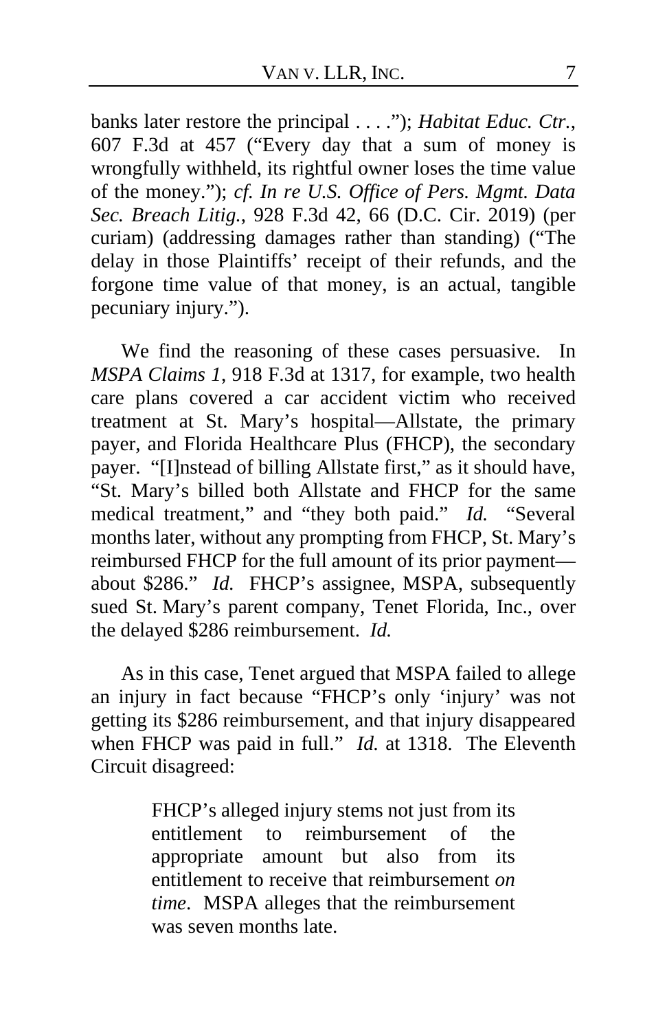banks later restore the principal . . . ."); *Habitat Educ. Ctr.*, 607 F.3d at 457 ("Every day that a sum of money is wrongfully withheld, its rightful owner loses the time value of the money."); *cf. In re U.S. Office of Pers. Mgmt. Data Sec. Breach Litig.*, 928 F.3d 42, 66 (D.C. Cir. 2019) (per curiam) (addressing damages rather than standing) ("The delay in those Plaintiffs' receipt of their refunds, and the forgone time value of that money, is an actual, tangible pecuniary injury.").

We find the reasoning of these cases persuasive. In *MSPA Claims 1*, 918 F.3d at 1317, for example, two health care plans covered a car accident victim who received treatment at St. Mary's hospital—Allstate, the primary payer, and Florida Healthcare Plus (FHCP), the secondary payer. "[I]nstead of billing Allstate first," as it should have, "St. Mary's billed both Allstate and FHCP for the same medical treatment," and "they both paid." *Id.* "Several months later, without any prompting from FHCP, St. Mary's reimbursed FHCP for the full amount of its prior payment—about $286." *Id.* FHCP's assignee, MSPA, subsequently sued St. Mary's parent company, Tenet Florida, Inc., over the delayed $286 reimbursement. *Id.*

As in this case, Tenet argued that MSPA failed to allege an injury in fact because "FHCP's only 'injury' was not getting its $286 reimbursement, and that injury disappeared when FHCP was paid in full." *Id.* at 1318. The Eleventh Circuit disagreed:

> FHCP's alleged injury stems not just from its entitlement to reimbursement of the appropriate amount but also from its entitlement to receive that reimbursement *on time*. MSPA alleges that the reimbursement was seven months late.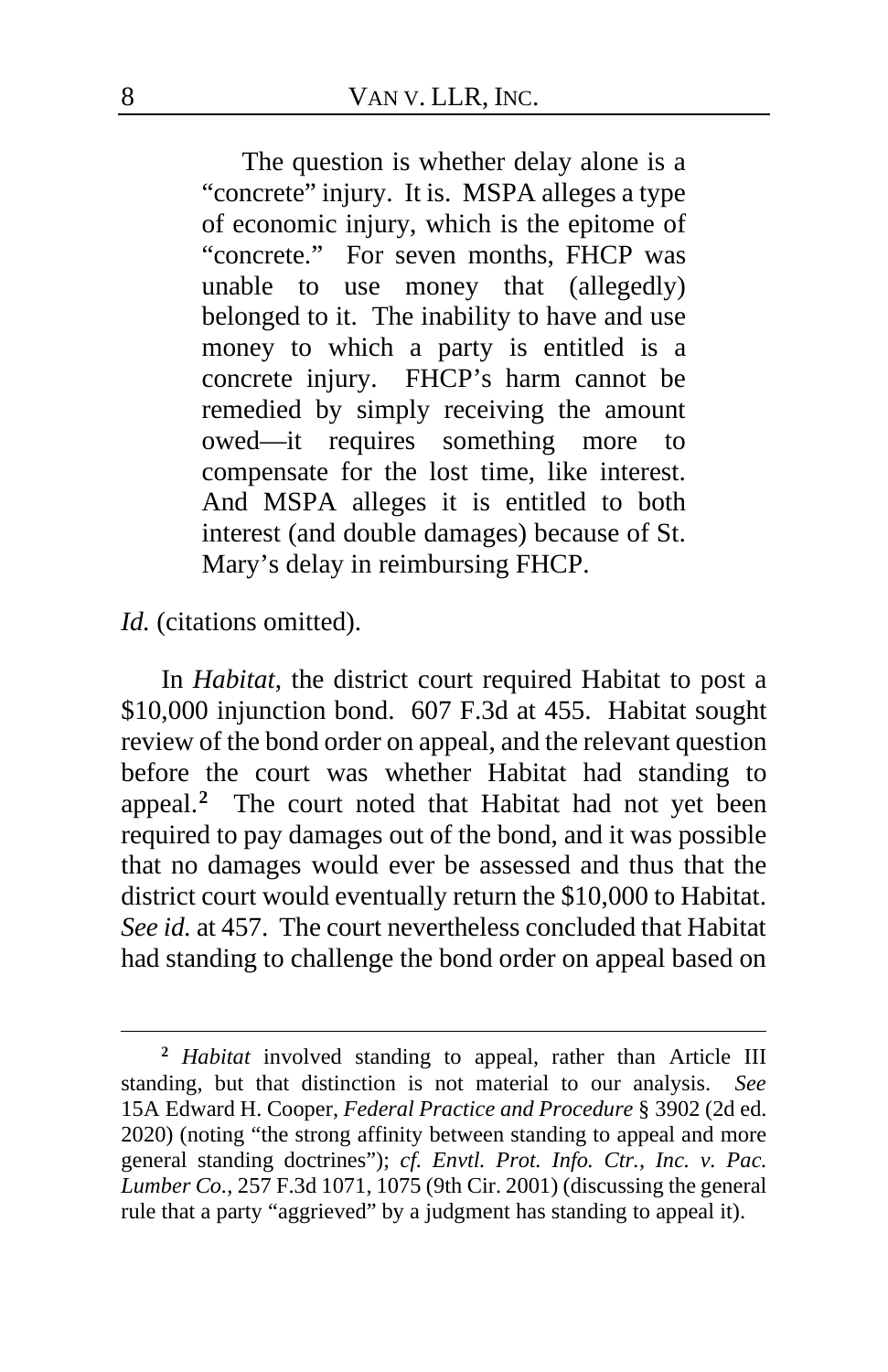> The question is whether delay alone is a "concrete" injury. It is. MSPA alleges a type of economic injury, which is the epitome of "concrete." For seven months, FHCP was unable to use money that (allegedly) belonged to it. The inability to have and use money to which a party is entitled is a concrete injury. FHCP's harm cannot be remedied by simply receiving the amount owed—it requires something more to compensate for the lost time, like interest. And MSPA alleges it is entitled to both interest (and double damages) because of St. Mary's delay in reimbursing FHCP.

*Id.* (citations omitted).

In *Habitat*, the district court required Habitat to post a $10,000 injunction bond. 607 F.3d at 455. Habitat sought review of the bond order on appeal, and the relevant question before the court was whether Habitat had standing to appeal.[2] The court noted that Habitat had not yet been required to pay damages out of the bond, and it was possible that no damages would ever be assessed and thus that the district court would eventually return the $10,000 to Habitat. *See id.* at 457. The court nevertheless concluded that Habitat had standing to challenge the bond order on appeal based on

---

[2] *Habitat* involved standing to appeal, rather than Article III standing, but that distinction is not material to our analysis. *See* 15A Edward H. Cooper, *Federal Practice and Procedure* § 3902 (2d ed. 2020) (noting "the strong affinity between standing to appeal and more general standing doctrines"); *cf. Envtl. Prot. Info. Ctr., Inc. v. Pac. Lumber Co.*, 257 F.3d 1071, 1075 (9th Cir. 2001) (discussing the general rule that a party "aggrieved" by a judgment has standing to appeal it).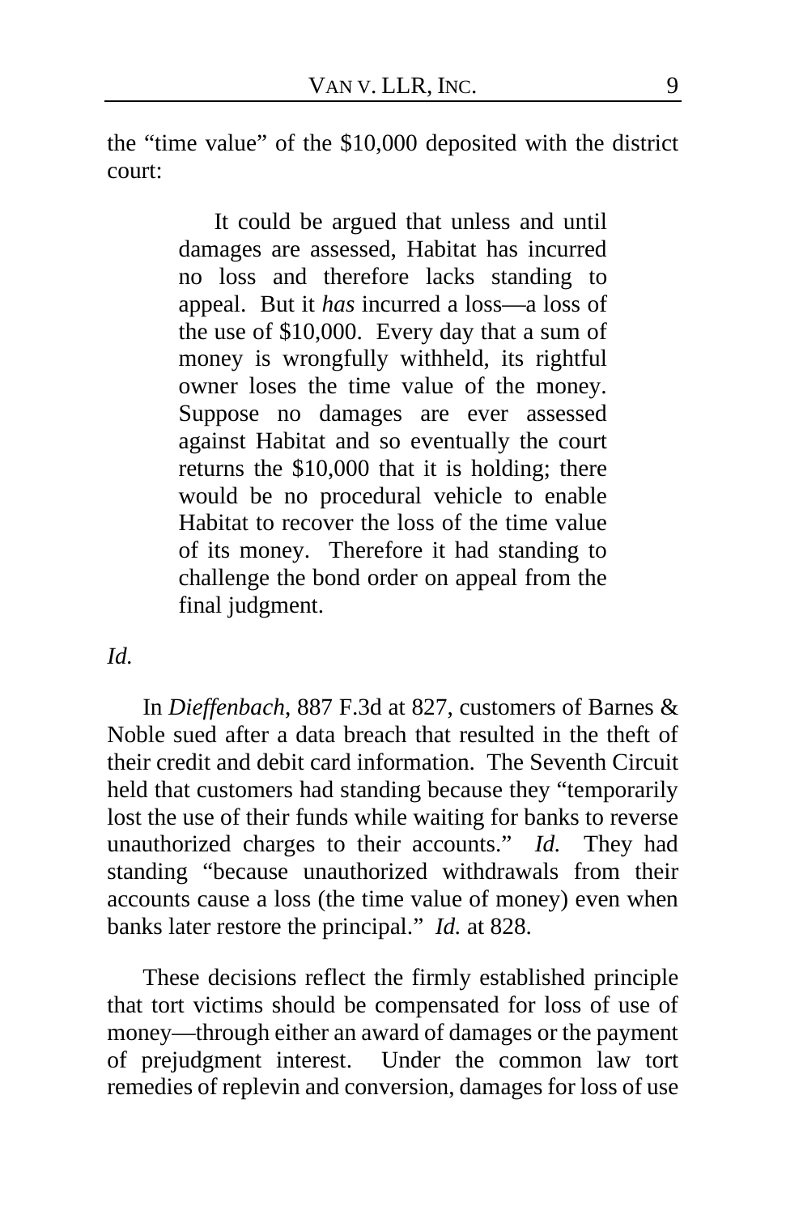the "time value" of the $10,000 deposited with the district court:

> It could be argued that unless and until damages are assessed, Habitat has incurred no loss and therefore lacks standing to appeal. But it *has* incurred a loss—a loss of the use of $10,000. Every day that a sum of money is wrongfully withheld, its rightful owner loses the time value of the money. Suppose no damages are ever assessed against Habitat and so eventually the court returns the $10,000 that it is holding; there would be no procedural vehicle to enable Habitat to recover the loss of the time value of its money. Therefore it had standing to challenge the bond order on appeal from the final judgment.

*Id.*

In *Dieffenbach*, 887 F.3d at 827, customers of Barnes & Noble sued after a data breach that resulted in the theft of their credit and debit card information. The Seventh Circuit held that customers had standing because they "temporarily lost the use of their funds while waiting for banks to reverse unauthorized charges to their accounts." *Id.* They had standing "because unauthorized withdrawals from their accounts cause a loss (the time value of money) even when banks later restore the principal." *Id.* at 828.

These decisions reflect the firmly established principle that tort victims should be compensated for loss of use of money—through either an award of damages or the payment of prejudgment interest. Under the common law tort remedies of replevin and conversion, damages for loss of use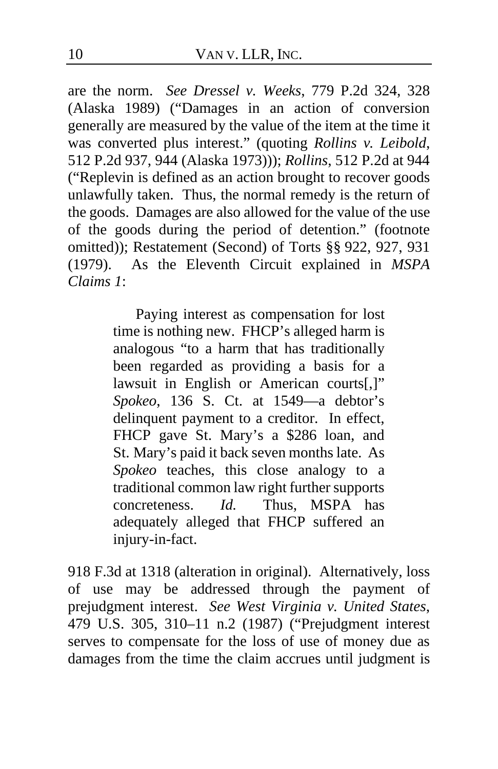are the norm. *See Dressel v. Weeks*, 779 P.2d 324, 328 (Alaska 1989) ("Damages in an action of conversion generally are measured by the value of the item at the time it was converted plus interest." (quoting *Rollins v. Leibold*, 512 P.2d 937, 944 (Alaska 1973))); *Rollins*, 512 P.2d at 944 ("Replevin is defined as an action brought to recover goods unlawfully taken. Thus, the normal remedy is the return of the goods. Damages are also allowed for the value of the use of the goods during the period of detention." (footnote omitted)); Restatement (Second) of Torts §§ 922, 927, 931 (1979). As the Eleventh Circuit explained in *MSPA Claims 1*:

> Paying interest as compensation for lost time is nothing new. FHCP's alleged harm is analogous "to a harm that has traditionally been regarded as providing a basis for a lawsuit in English or American courts[,]" *Spokeo*, 136 S. Ct. at 1549—a debtor's delinquent payment to a creditor. In effect, FHCP gave St. Mary's a $286 loan, and St. Mary's paid it back seven months late. As *Spokeo* teaches, this close analogy to a traditional common law right further supports concreteness. *Id.* Thus, MSPA has adequately alleged that FHCP suffered an injury-in-fact.

918 F.3d at 1318 (alteration in original). Alternatively, loss of use may be addressed through the payment of prejudgment interest. *See West Virginia v. United States*, 479 U.S. 305, 310–11 n.2 (1987) ("Prejudgment interest serves to compensate for the loss of use of money due as damages from the time the claim accrues until judgment is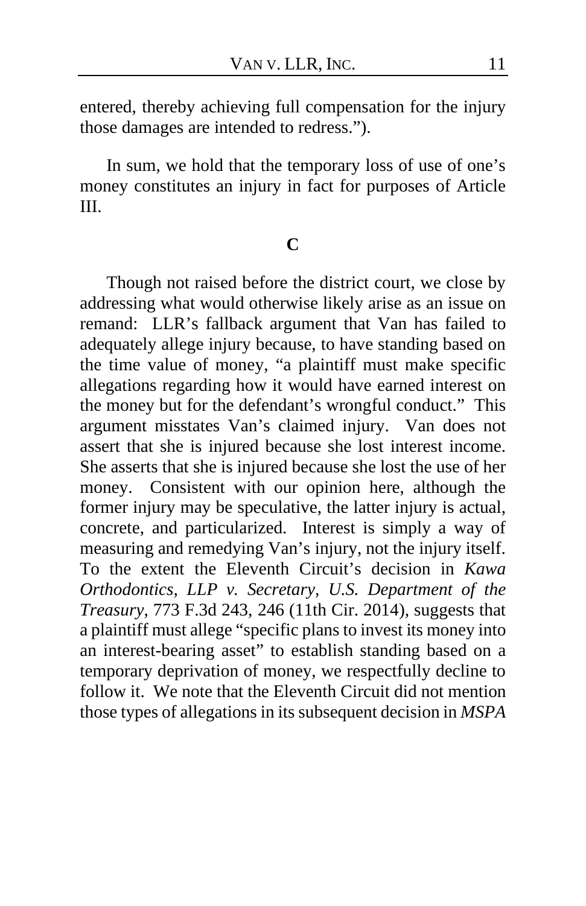entered, thereby achieving full compensation for the injury those damages are intended to redress.").

In sum, we hold that the temporary loss of use of one's money constitutes an injury in fact for purposes of Article III.

**C**

Though not raised before the district court, we close by addressing what would otherwise likely arise as an issue on remand: LLR's fallback argument that Van has failed to adequately allege injury because, to have standing based on the time value of money, "a plaintiff must make specific allegations regarding how it would have earned interest on the money but for the defendant's wrongful conduct." This argument misstates Van's claimed injury. Van does not assert that she is injured because she lost interest income. She asserts that she is injured because she lost the use of her money. Consistent with our opinion here, although the former injury may be speculative, the latter injury is actual, concrete, and particularized. Interest is simply a way of measuring and remedying Van's injury, not the injury itself. To the extent the Eleventh Circuit's decision in *Kawa Orthodontics, LLP v. Secretary, U.S. Department of the Treasury*, 773 F.3d 243, 246 (11th Cir. 2014), suggests that a plaintiff must allege "specific plans to invest its money into an interest-bearing asset" to establish standing based on a temporary deprivation of money, we respectfully decline to follow it. We note that the Eleventh Circuit did not mention those types of allegations in its subsequent decision in *MSPA*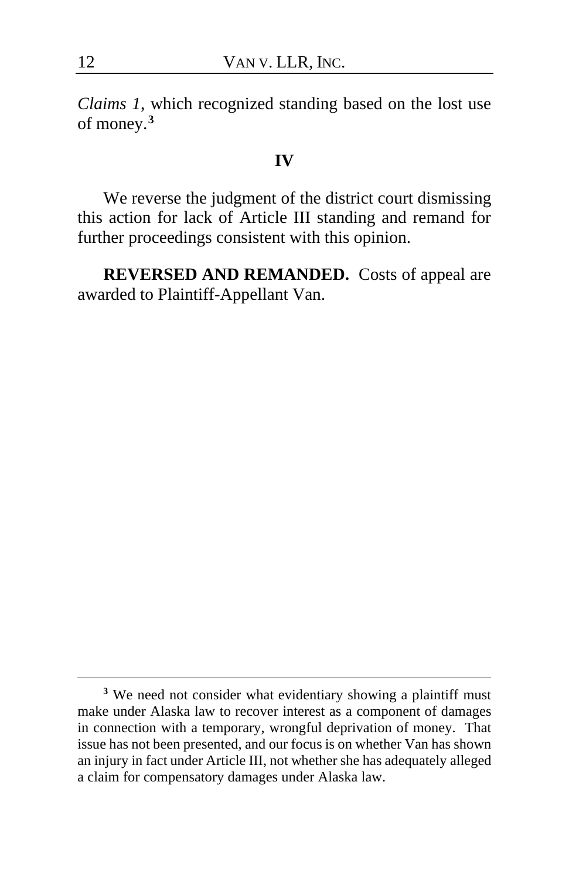*Claims 1*, which recognized standing based on the lost use of money.[3]

## IV

We reverse the judgment of the district court dismissing this action for lack of Article III standing and remand for further proceedings consistent with this opinion.

**REVERSED AND REMANDED.** Costs of appeal are awarded to Plaintiff-Appellant Van.

---

[3] We need not consider what evidentiary showing a plaintiff must make under Alaska law to recover interest as a component of damages in connection with a temporary, wrongful deprivation of money. That issue has not been presented, and our focus is on whether Van has shown an injury in fact under Article III, not whether she has adequately alleged a claim for compensatory damages under Alaska law.